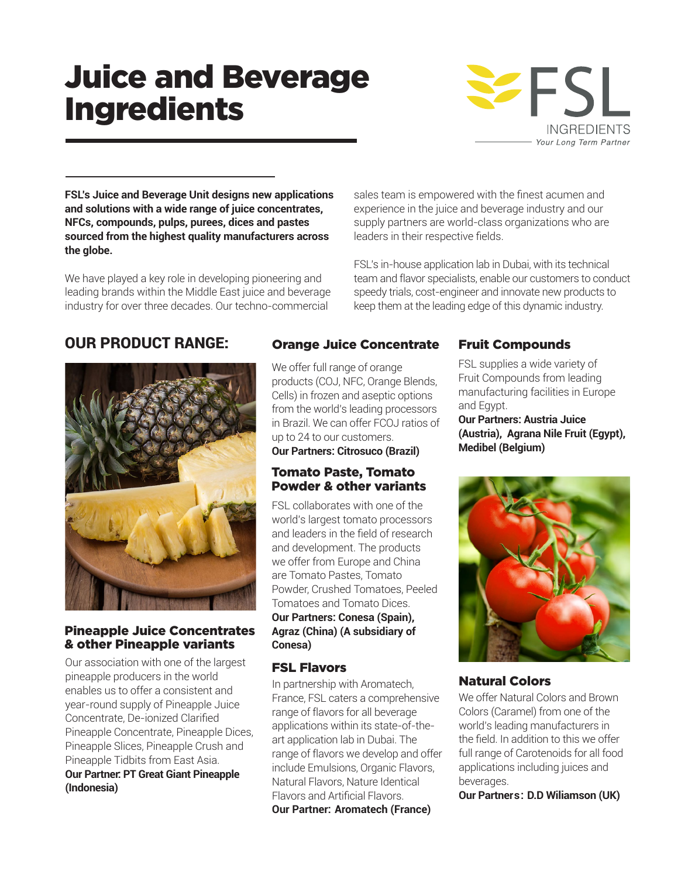# Juice and Beverage Ingredients

FSL INGREDIENTS
*Your Long Term Partner*

**FSL's Juice and Beverage Unit designs new applications and solutions with a wide range of juice concentrates, NFCs, compounds, pulps, purees, dices and pastes sourced from the highest quality manufacturers across the globe.**

We have played a key role in developing pioneering and leading brands within the Middle East juice and beverage industry for over three decades. Our techno-commercial sales team is empowered with the finest acumen and experience in the juice and beverage industry and our supply partners are world-class organizations who are leaders in their respective fields.

FSL's in-house application lab in Dubai, with its technical team and flavor specialists, enable our customers to conduct speedy trials, cost-engineer and innovate new products to keep them at the leading edge of this dynamic industry.

## OUR PRODUCT RANGE:

### Pineapple Juice Concentrates & other Pineapple variants

Our association with one of the largest pineapple producers in the world enables us to offer a consistent and year-round supply of Pineapple Juice Concentrate, De-ionized Clarified Pineapple Concentrate, Pineapple Dices, Pineapple Slices, Pineapple Crush and Pineapple Tidbits from East Asia.
**Our Partner: PT Great Giant Pineapple (Indonesia)**

### Orange Juice Concentrate

We offer full range of orange products (COJ, NFC, Orange Blends, Cells) in frozen and aseptic options from the world's leading processors in Brazil. We can offer FCOJ ratios of up to 24 to our customers.
**Our Partners: Citrosuco (Brazil)**

### Tomato Paste, Tomato Powder & other variants

FSL collaborates with one of the world's largest tomato processors and leaders in the field of research and development. The products we offer from Europe and China are Tomato Pastes, Tomato Powder, Crushed Tomatoes, Peeled Tomatoes and Tomato Dices.
**Our Partners: Conesa (Spain), Agraz (China) (A subsidiary of Conesa)**

### FSL Flavors

In partnership with Aromatech, France, FSL caters a comprehensive range of flavors for all beverage applications within its state-of-the-art application lab in Dubai. The range of flavors we develop and offer include Emulsions, Organic Flavors, Natural Flavors, Nature Identical Flavors and Artificial Flavors.
**Our Partner: Aromatech (France)**

### Fruit Compounds

FSL supplies a wide variety of Fruit Compounds from leading manufacturing facilities in Europe and Egypt.
**Our Partners: Austria Juice (Austria), Agrana Nile Fruit (Egypt), Medibel (Belgium)**

### Natural Colors

We offer Natural Colors and Brown Colors (Caramel) from one of the world's leading manufacturers in the field. In addition to this we offer full range of Carotenoids for all food applications including juices and beverages.
**Our Partners: D.D Wiliamson (UK)**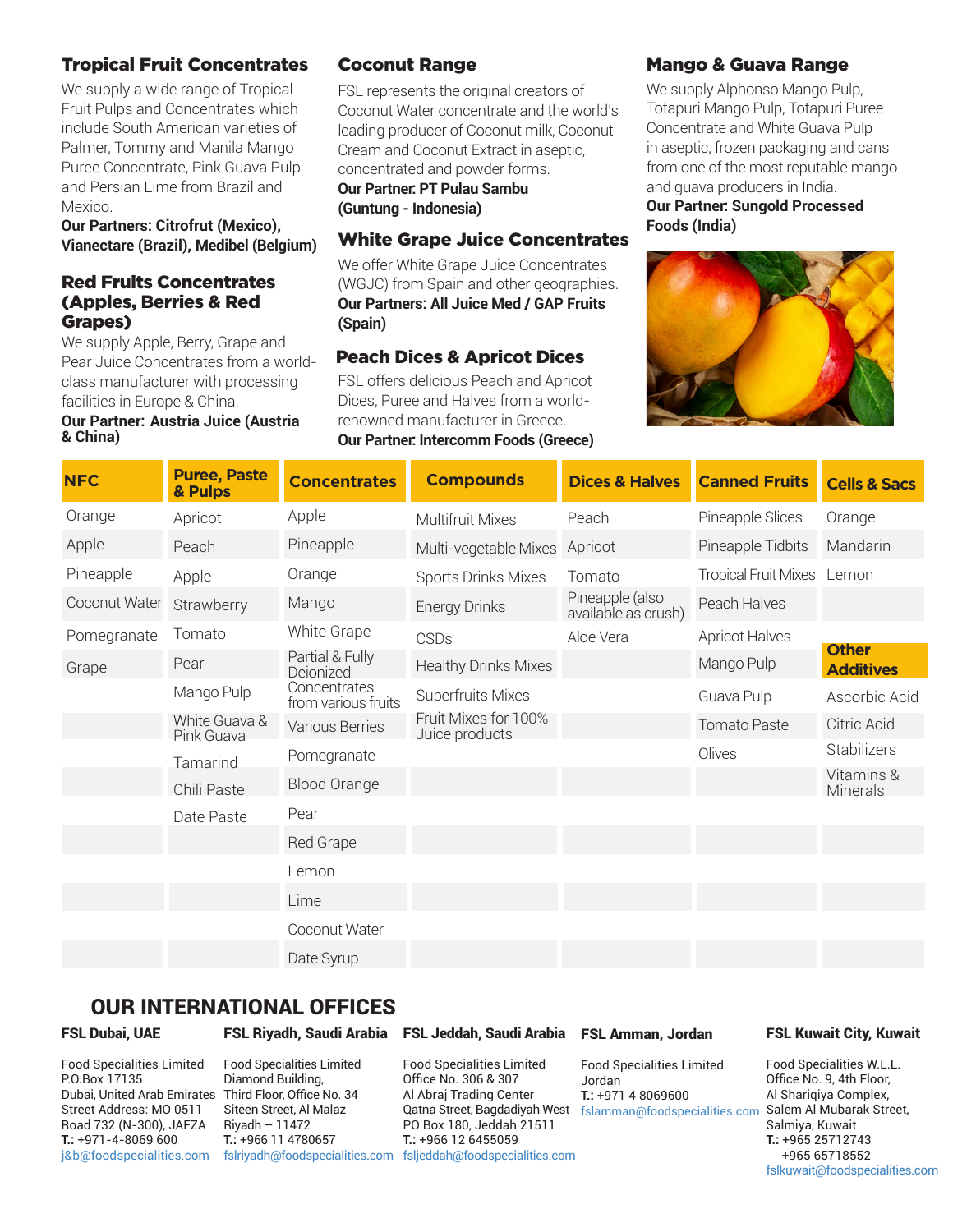### Tropical Fruit Concentrates

We supply a wide range of Tropical Fruit Pulps and Concentrates which include South American varieties of Palmer, Tommy and Manila Mango Puree Concentrate, Pink Guava Pulp and Persian Lime from Brazil and Mexico.

**Our Partners: Citrofrut (Mexico), Vianectare (Brazil), Medibel (Belgium)**

### Red Fruits Concentrates (Apples, Berries & Red Grapes)

We supply Apple, Berry, Grape and Pear Juice Concentrates from a world-class manufacturer with processing facilities in Europe & China.

**Our Partner: Austria Juice (Austria & China)**

### Coconut Range

FSL represents the original creators of Coconut Water concentrate and the world's leading producer of Coconut milk, Coconut Cream and Coconut Extract in aseptic, concentrated and powder forms.

**Our Partner: PT Pulau Sambu (Guntung - Indonesia)**

### White Grape Juice Concentrates

We offer White Grape Juice Concentrates (WGJC) from Spain and other geographies.

**Our Partners: All Juice Med / GAP Fruits (Spain)**

### Peach Dices & Apricot Dices

FSL offers delicious Peach and Apricot Dices, Puree and Halves from a world-renowned manufacturer in Greece.

**Our Partner: Intercomm Foods (Greece)**

### Mango & Guava Range

We supply Alphonso Mango Pulp, Totapuri Mango Pulp, Totapuri Puree Concentrate and White Guava Pulp in aseptic, frozen packaging and cans from one of the most reputable mango and guava producers in India.

**Our Partner: Sungold Processed Foods (India)**

| NFC | Puree, Paste & Pulps | Concentrates | Compounds | Dices & Halves | Canned Fruits | Cells & Sacs |
|---|---|---|---|---|---|---|
| Orange | Apricot | Apple | Multifruit Mixes | Peach | Pineapple Slices | Orange |
| Apple | Peach | Pineapple | Multi-vegetable Mixes | Apricot | Pineapple Tidbits | Mandarin |
| Pineapple | Apple | Orange | Sports Drinks Mixes | Tomato | Tropical Fruit Mixes | Lemon |
| Coconut Water | Strawberry | Mango | Energy Drinks | Pineapple (also available as crush) | Peach Halves | |
| Pomegranate | Tomato | White Grape | CSDs | Aloe Vera | Apricot Halves | **Other Additives** |
| Grape | Pear | Partial & Fully Deionized | Healthy Drinks Mixes | | Mango Pulp | |
| | Mango Pulp | Concentrates from various fruits | Superfruits Mixes | | Guava Pulp | Ascorbic Acid |
| | White Guava & Pink Guava | Various Berries | Fruit Mixes for 100% Juice products | | Tomato Paste | Citric Acid |
| | Tamarind | Pomegranate | | | Olives | Stabilizers |
| | Chili Paste | Blood Orange | | | | Vitamins & Minerals |
| | Date Paste | Pear | | | | |
| | | Red Grape | | | | |
| | | Lemon | | | | |
| | | Lime | | | | |
| | | Coconut Water | | | | |
| | | Date Syrup | | | | |

## OUR INTERNATIONAL OFFICES

**FSL Dubai, UAE**

Food Specialities Limited
P.O.Box 17135
Dubai, United Arab Emirates
Street Address: MO 0511
Road 732 (N-300), JAFZA
**T.:** +971-4-8069 600
j&b@foodspecialities.com

**FSL Riyadh, Saudi Arabia**

Food Specialities Limited
Diamond Building,
Third Floor, Office No. 34
Siteen Street, Al Malaz
Riyadh – 11472
**T.:** +966 11 4780657
fslriyadh@foodspecialities.com

**FSL Jeddah, Saudi Arabia**

Food Specialities Limited
Office No. 306 & 307
Al Abraj Trading Center
Qatna Street, Bagdadiyah West
PO Box 180, Jeddah 21511
**T.:** +966 12 6455059
fsljeddah@foodspecialities.com

**FSL Amman, Jordan**

Food Specialities Limited
Jordan
**T.:** +971 4 8069600
fslamman@foodspecialities.com

**FSL Kuwait City, Kuwait**

Food Specialities W.L.L.
Office No. 9, 4th Floor,
Al Shariqiya Complex,
Salem Al Mubarak Street,
Salmiya, Kuwait
**T.:** +965 25712743
+965 65718552
fslkuwait@foodspecialities.com